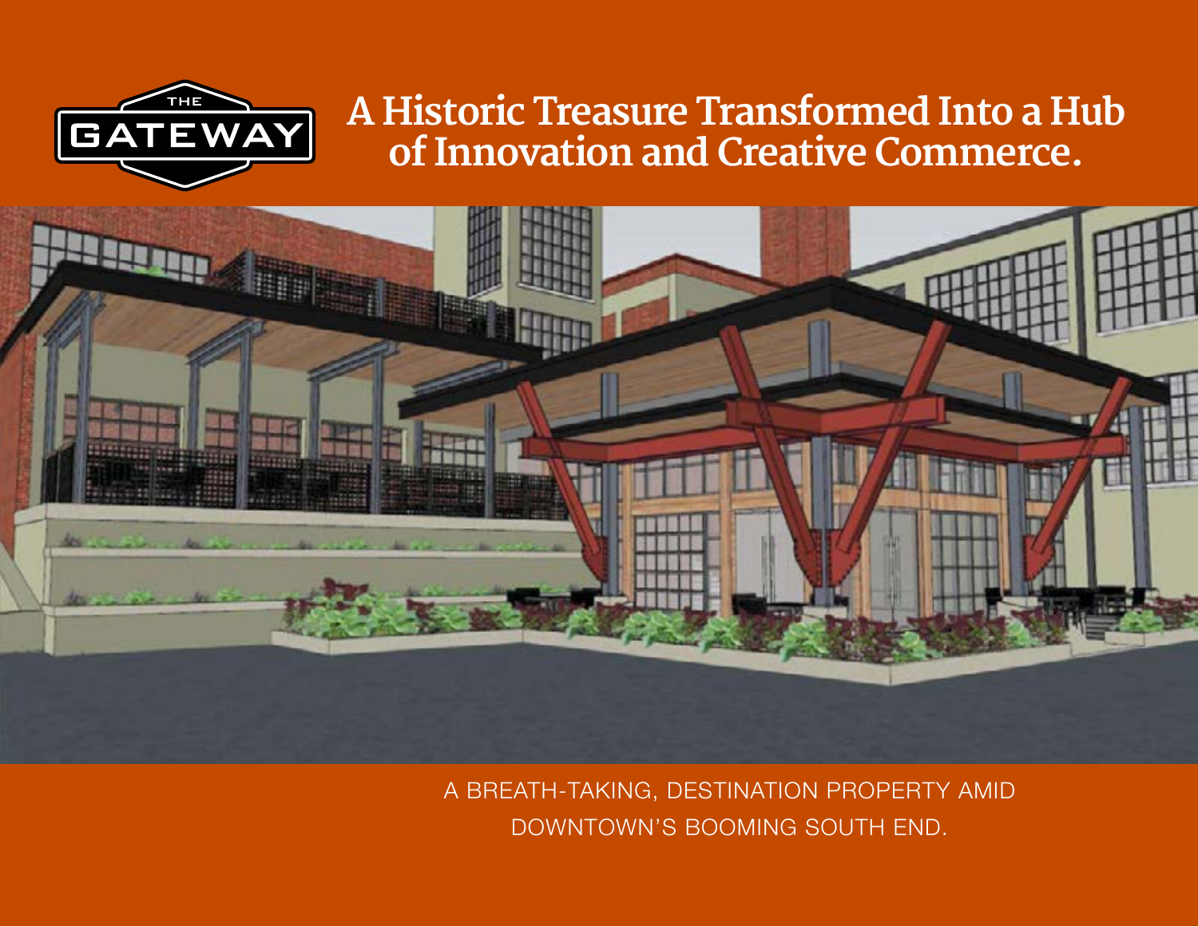THE GATEWAY

# A Historic Treasure Transformed Into a Hub of Innovation and Creative Commerce.

A BREATH-TAKING, DESTINATION PROPERTY AMID DOWNTOWN'S BOOMING SOUTH END.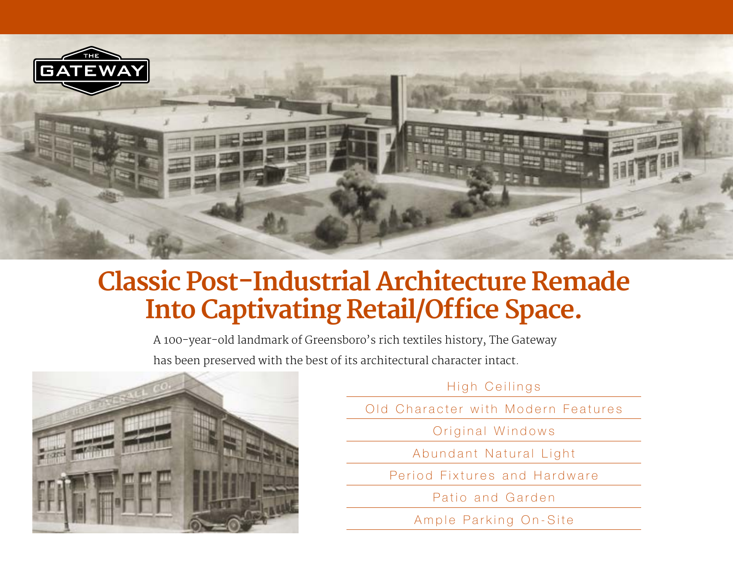# Classic Post-Industrial Architecture Remade Into Captivating Retail/Office Space.

A 100-year-old landmark of Greensboro's rich textiles history, The Gateway has been preserved with the best of its architectural character intact.

- High Ceilings
- Old Character with Modern Features
- Original Windows
- Abundant Natural Light
- Period Fixtures and Hardware
- Patio and Garden
- Ample Parking On-Site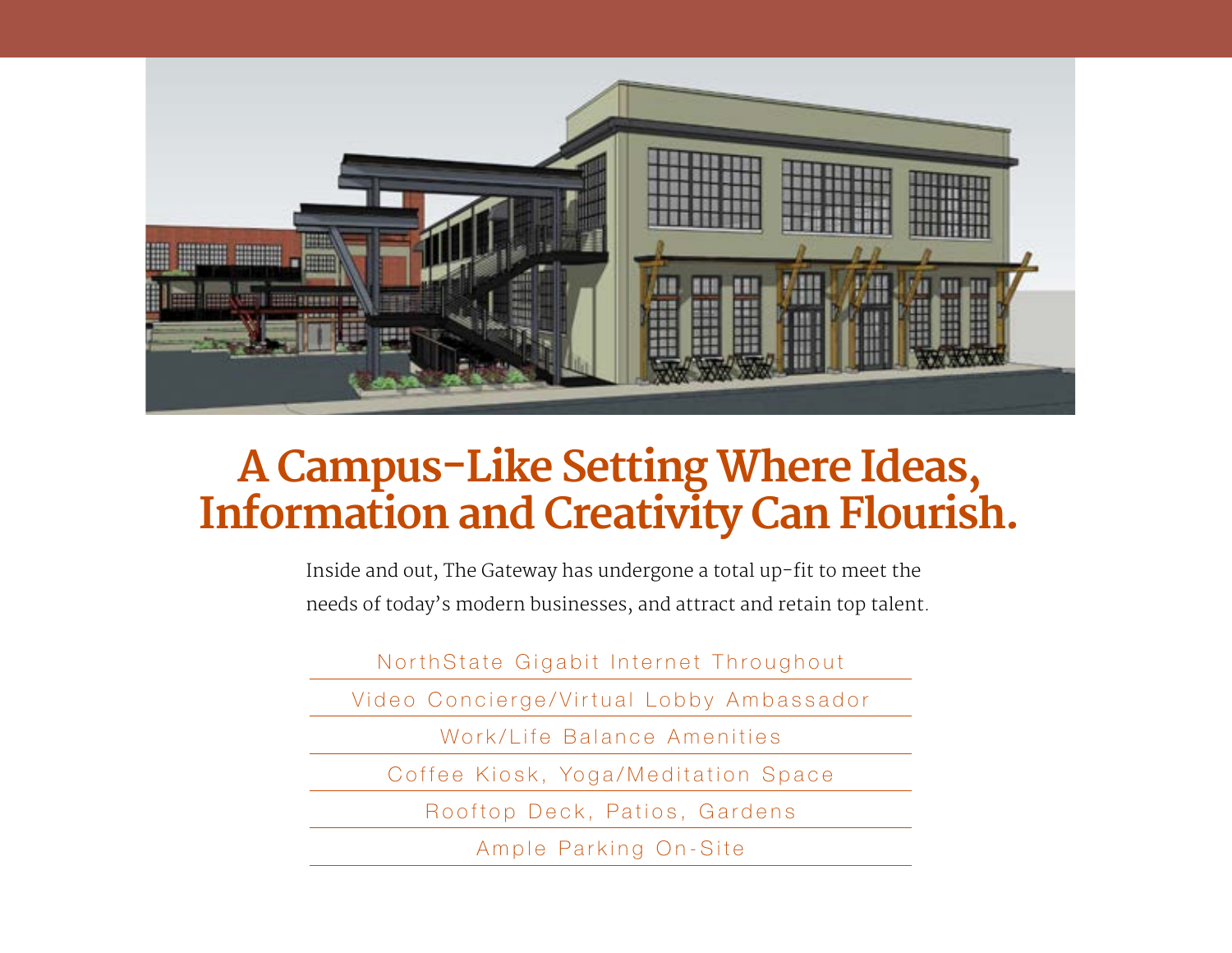# A Campus-Like Setting Where Ideas, Information and Creativity Can Flourish.

Inside and out, The Gateway has undergone a total up-fit to meet the needs of today's modern businesses, and attract and retain top talent.

- NorthState Gigabit Internet Throughout
- Video Concierge/Virtual Lobby Ambassador
- Work/Life Balance Amenities
- Coffee Kiosk, Yoga/Meditation Space
- Rooftop Deck, Patios, Gardens
- Ample Parking On-Site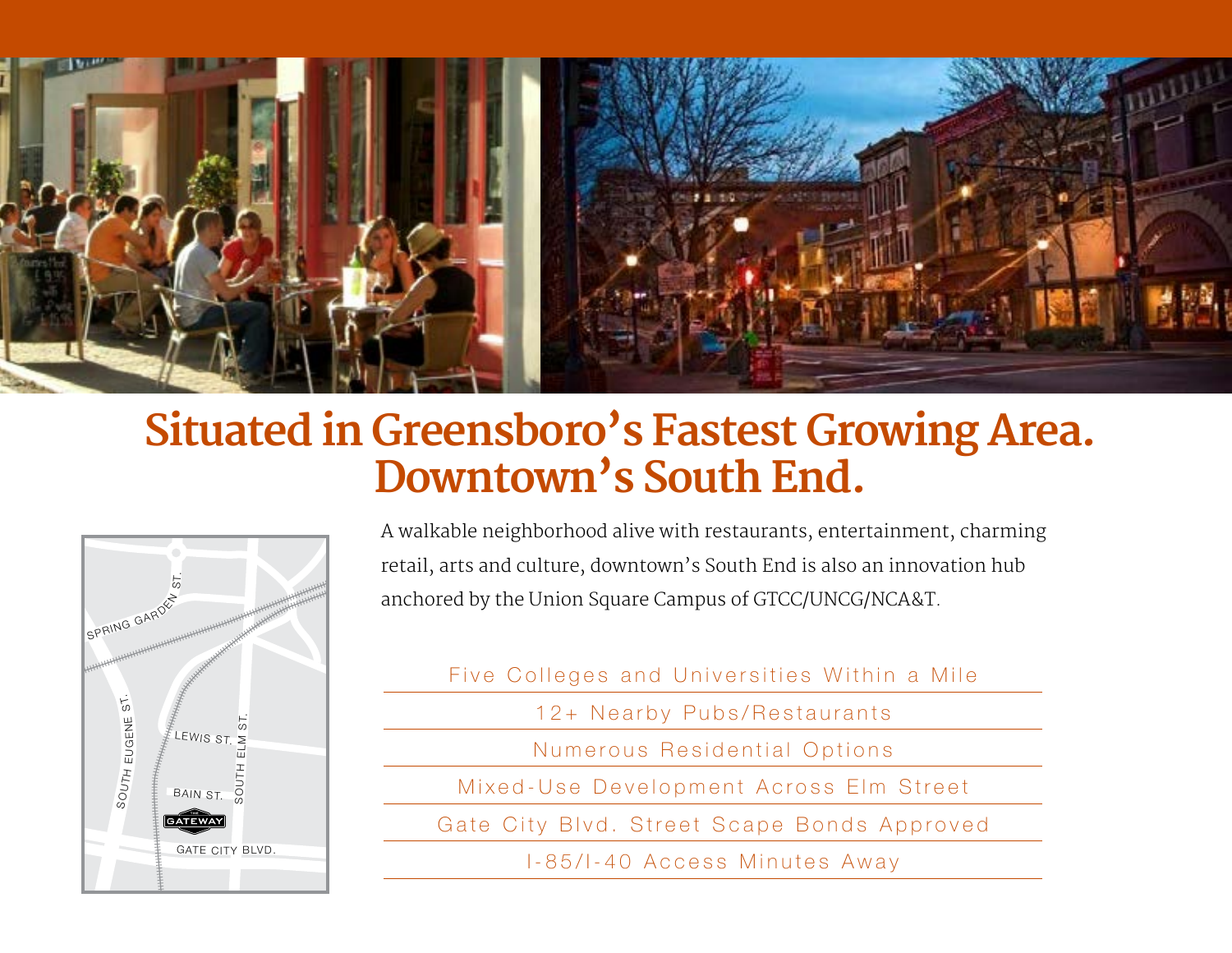# Situated in Greensboro's Fastest Growing Area. Downtown's South End.

A walkable neighborhood alive with restaurants, entertainment, charming retail, arts and culture, downtown's South End is also an innovation hub anchored by the Union Square Campus of GTCC/UNCG/NCA&T.

- Five Colleges and Universities Within a Mile
- 12+ Nearby Pubs/Restaurants
- Numerous Residential Options
- Mixed-Use Development Across Elm Street
- Gate City Blvd. Street Scape Bonds Approved
- I-85/I-40 Access Minutes Away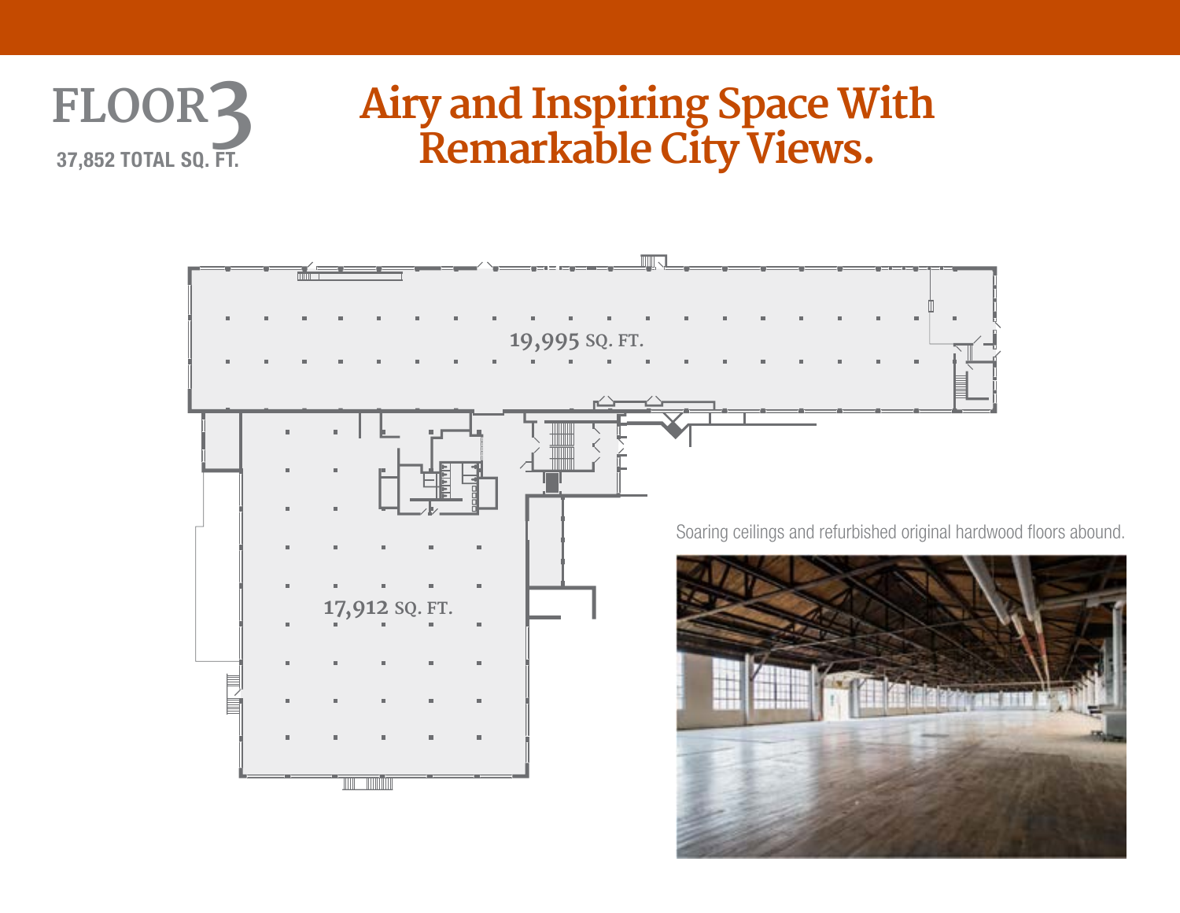# FLOOR 3

**37,852 TOTAL SQ. FT.**

## Airy and Inspiring Space With Remarkable City Views.

19,995 SQ. FT.

17,912 SQ. FT.

Soaring ceilings and refurbished original hardwood floors abound.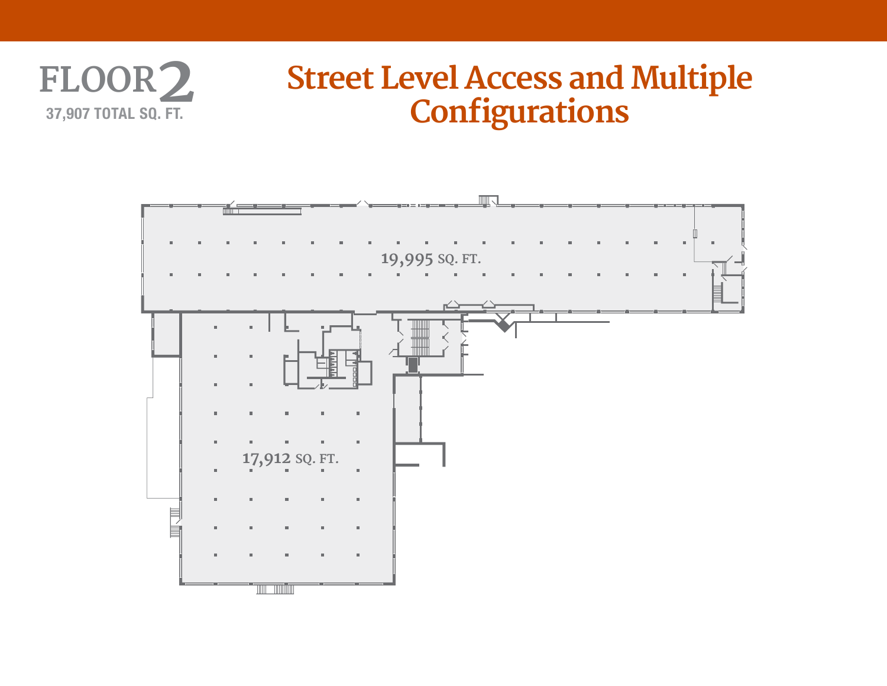# FLOOR 2

37,907 TOTAL SQ. FT.

## Street Level Access and Multiple Configurations

19,995 SQ. FT.

17,912 SQ. FT.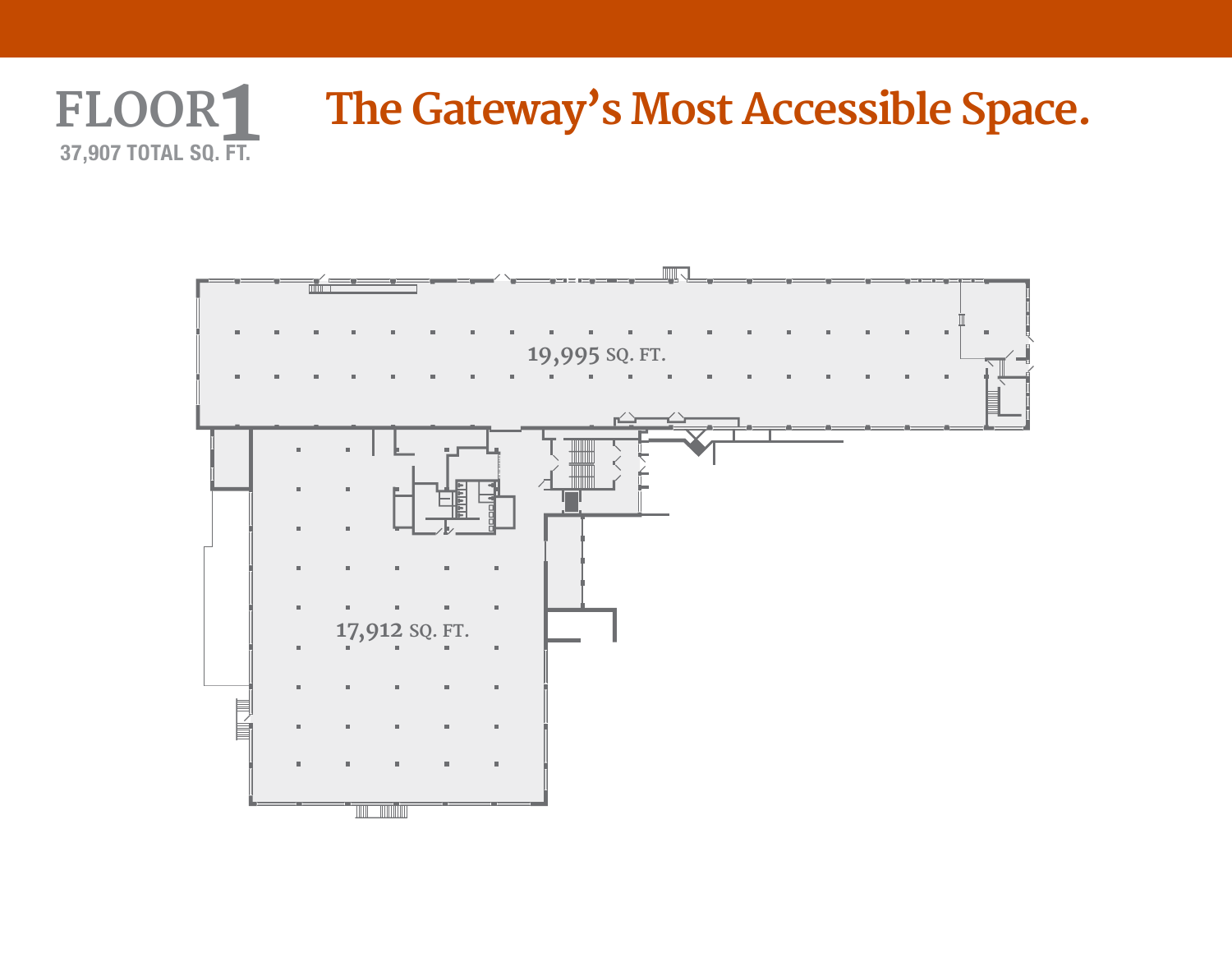# FLOOR 1

37,907 TOTAL SQ. FT.

## The Gateway's Most Accessible Space.

19,995 SQ. FT.

17,912 SQ. FT.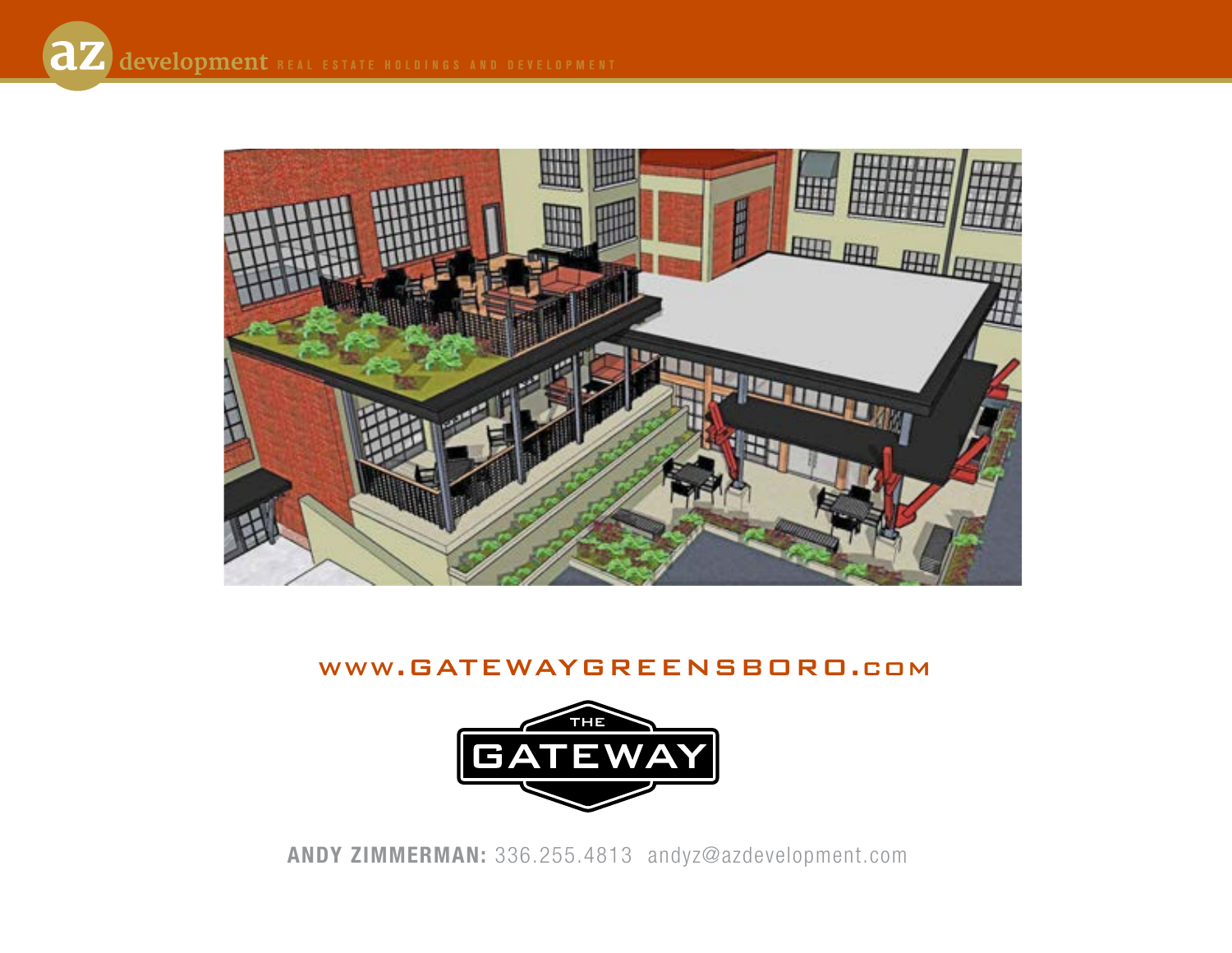www.GATEWAYGREENSBORO.com

THE GATEWAY

**ANDY ZIMMERMAN:** 336.255.4813 andyz@azdevelopment.com